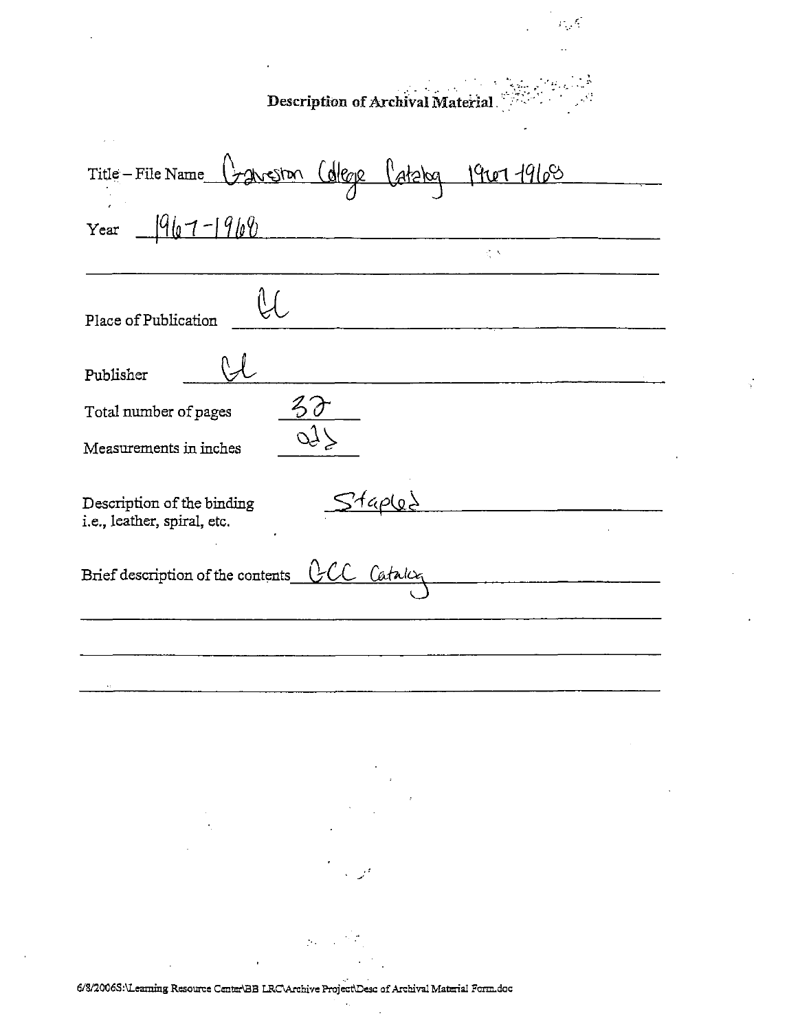# Description of Archival Material

Title – File Name Galveston College Catalog 1967-1968

Year 1967-1968

Place of Publication GC

Publisher GC

Total number of pages 32

Measurements in inches 9x6

Description of the binding i.e., leather, spiral, etc. Stapled

Brief description of the contents GCC Catalog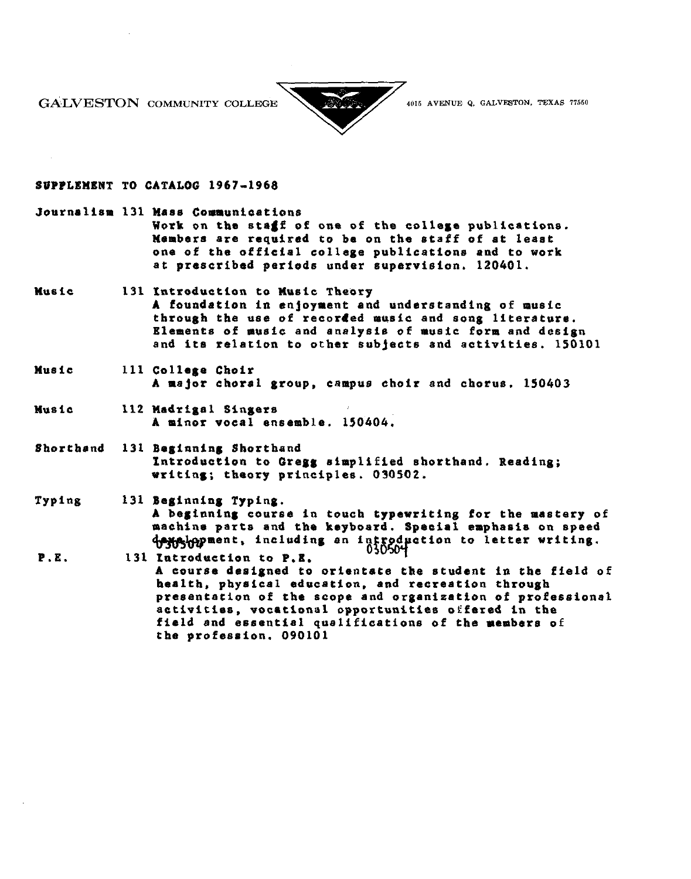GALVESTON COMMUNITY COLLEGE 4015 AVENUE Q, GALVESTON, TEXAS 77550

**SUPPLEMENT TO CATALOG 1967-1968**

**Journalism 131 Mass Communications**
Work on the staff of one of the college publications. Members are required to be on the staff of at least one of the official college publications and to work at prescribed periods under supervision. 120401.

**Music 131 Introduction to Music Theory**
A foundation in enjoyment and understanding of music through the use of recorded music and song literature. Elements of music and analysis of music form and design and its relation to other subjects and activities. 150101

**Music 111 College Choir**
A major choral group, campus choir and chorus. 150403

**Music 112 Madrigal Singers**
A minor vocal ensemble. 150404.

**Shorthand 131 Beginning Shorthand**
Introduction to Gregg simplified shorthand. Reading; writing; theory principles. 030502.

**Typing 131 Beginning Typing.**
A beginning course in touch typewriting for the mastery of machine parts and the keyboard. Special emphasis on speed development, including an introduction to letter writing. 030504

**P.E. 131 Introduction to P.E.**
A course designed to orientate the student in the field of health, physical education, and recreation through presentation of the scope and organization of professional activities, vocational opportunities offered in the field and essential qualifications of the members of the profession. 090101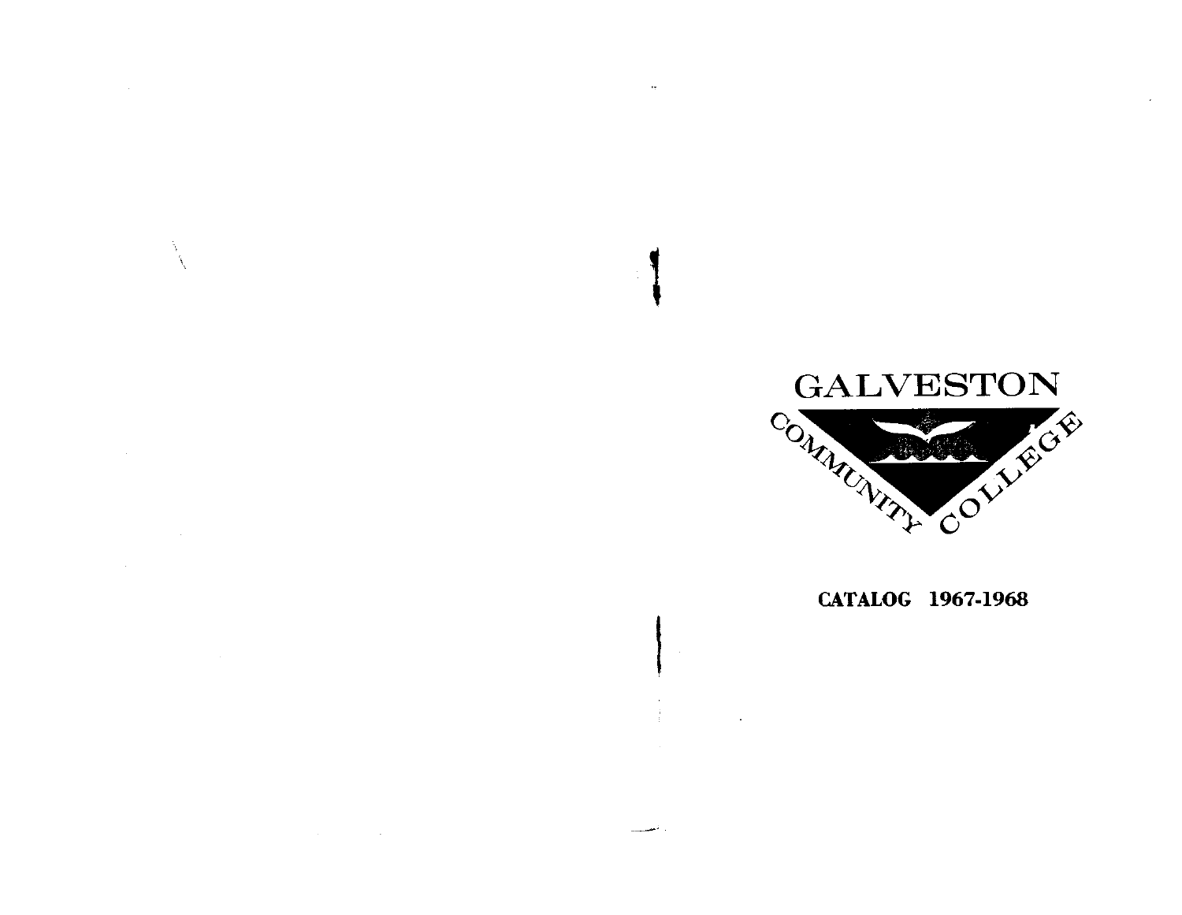# GALVESTON COMMUNITY COLLEGE

**CATALOG 1967-1968**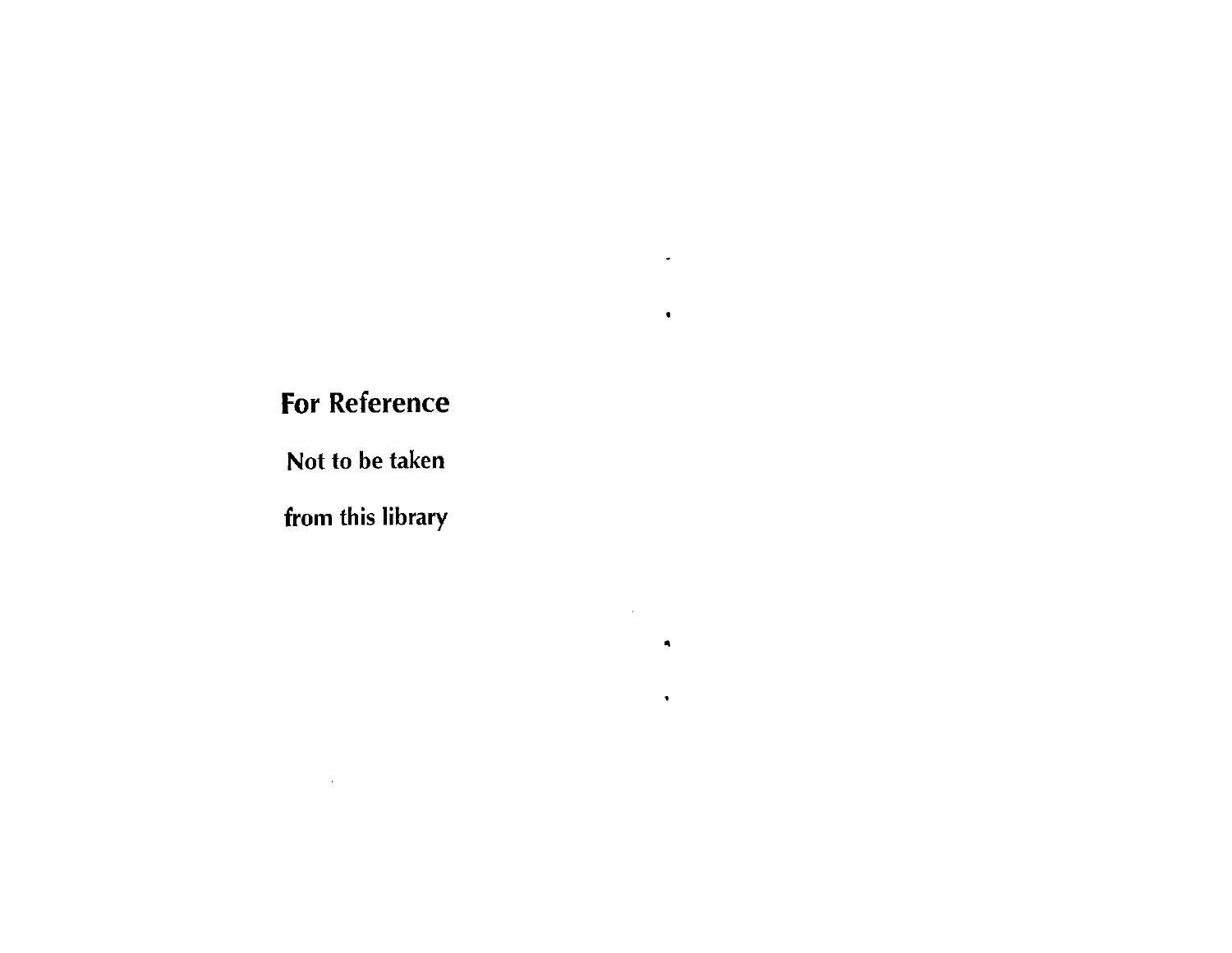**For Reference**

**Not to be taken**

**from this library**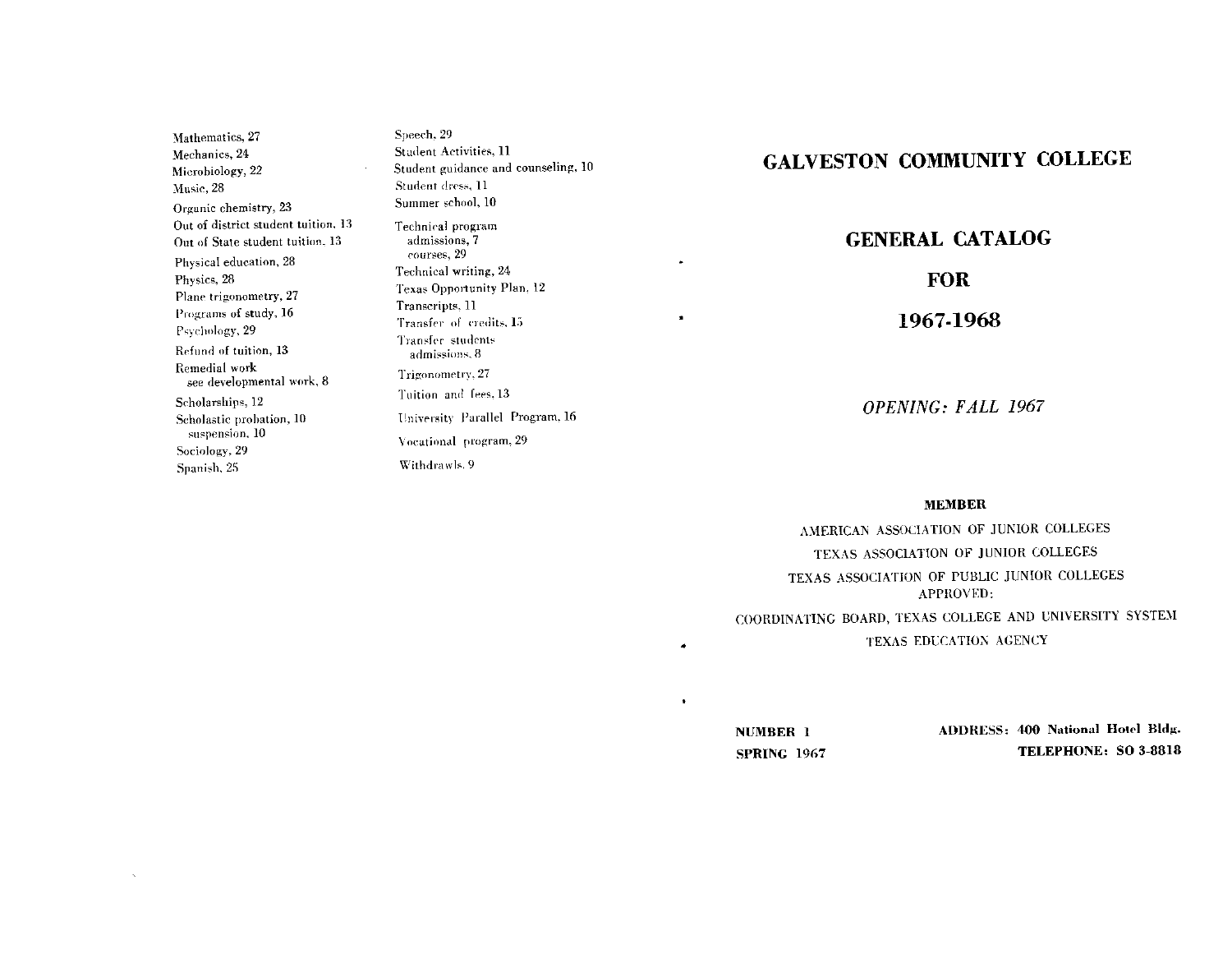Mathematics, 27
Mechanics, 24
Microbiology, 22
Music, 28
Organic chemistry, 23
Out of district student tuition, 13
Out of State student tuition, 13
Physical education, 28
Physics, 28
Plane trigonometry, 27
Programs of study, 16
Psychology, 29
Refund of tuition, 13
Remedial work
  see developmental work, 8
Scholarships, 12
Scholastic probation, 10
  suspension, 10
Sociology, 29
Spanish, 25

Speech, 29
Student Activities, 11
Student guidance and counseling, 10
Student dress, 11
Summer school, 10
Technical program
  admissions, 7
  courses, 29
Technical writing, 24
Texas Opportunity Plan, 12
Transcripts, 11
Transfer of credits, 15
Transfer students
  admissions, 8
Trigonometry, 27
Tuition and fees, 13
University Parallel Program, 16
Vocational program, 29
Withdrawls, 9

# GALVESTON COMMUNITY COLLEGE

## GENERAL CATALOG

## FOR

## 1967-1968

*OPENING: FALL 1967*

**MEMBER**

AMERICAN ASSOCIATION OF JUNIOR COLLEGES

TEXAS ASSOCIATION OF JUNIOR COLLEGES

TEXAS ASSOCIATION OF PUBLIC JUNIOR COLLEGES

APPROVED:

COORDINATING BOARD, TEXAS COLLEGE AND UNIVERSITY SYSTEM

TEXAS EDUCATION AGENCY

**NUMBER 1**
**SPRING 1967**

**ADDRESS: 400 National Hotel Bldg.**
**TELEPHONE: SO 3-8818**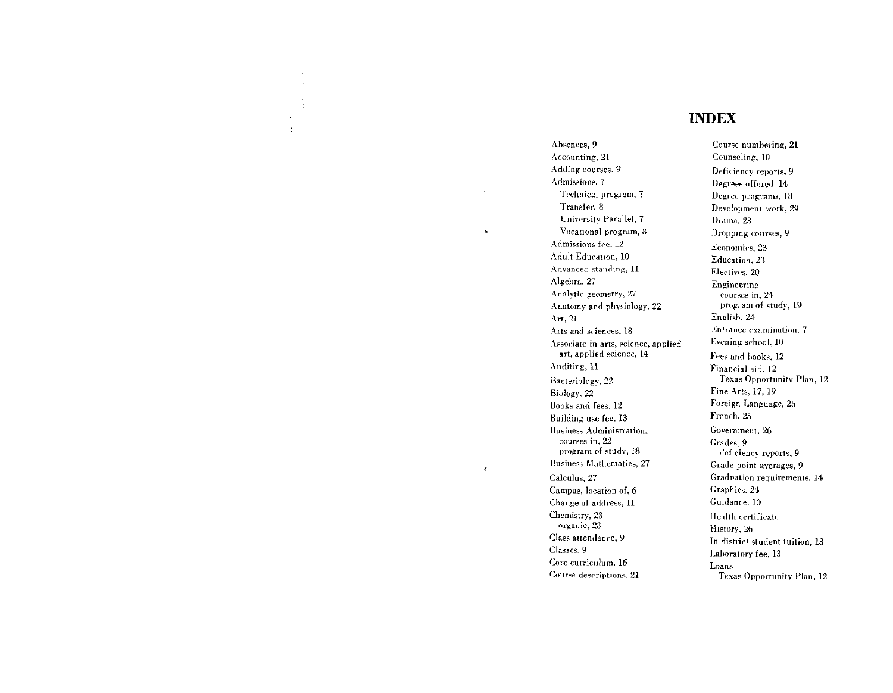# INDEX

Absences, 9
Accounting, 21
Adding courses, 9
Admissions, 7
  Technical program, 7
  Transfer, 8
  University Parallel, 7
  Vocational program, 8
Admissions fee, 12
Adult Education, 10
Advanced standing, 11
Algebra, 27
Analytic geometry, 27
Anatomy and physiology, 22
Art, 21
Arts and sciences, 18
Associate in arts, science, applied art, applied science, 14
Auditing, 11
Bacteriology, 22
Biology, 22
Books and fees, 12
Building use fee, 13
Business Administration,
  courses in, 22
  program of study, 18
Business Mathematics, 27
Calculus, 27
Campus, location of, 6
Change of address, 11
Chemistry, 23
  organic, 23
Class attendance, 9
Classes, 9
Core curriculum, 16
Course descriptions, 21
Course numbering, 21
Counseling, 10
Deficiency reports, 9
Degrees offered, 14
Degree programs, 18
Development work, 29
Drama, 23
Dropping courses, 9
Economics, 23
Education, 23
Electives, 20
Engineering
  courses in, 24
  program of study, 19
English, 24
Entrance examination, 7
Evening school, 10
Fees and books, 12
Financial aid, 12
  Texas Opportunity Plan, 12
Fine Arts, 17, 19
Foreign Language, 25
French, 25
Government, 26
Grades, 9
  deficiency reports, 9
Grade point averages, 9
Graduation requirements, 14
Graphics, 24
Guidance, 10
Health certificate
History, 26
In district student tuition, 13
Laboratory fee, 13
Loans
  Texas Opportunity Plan, 12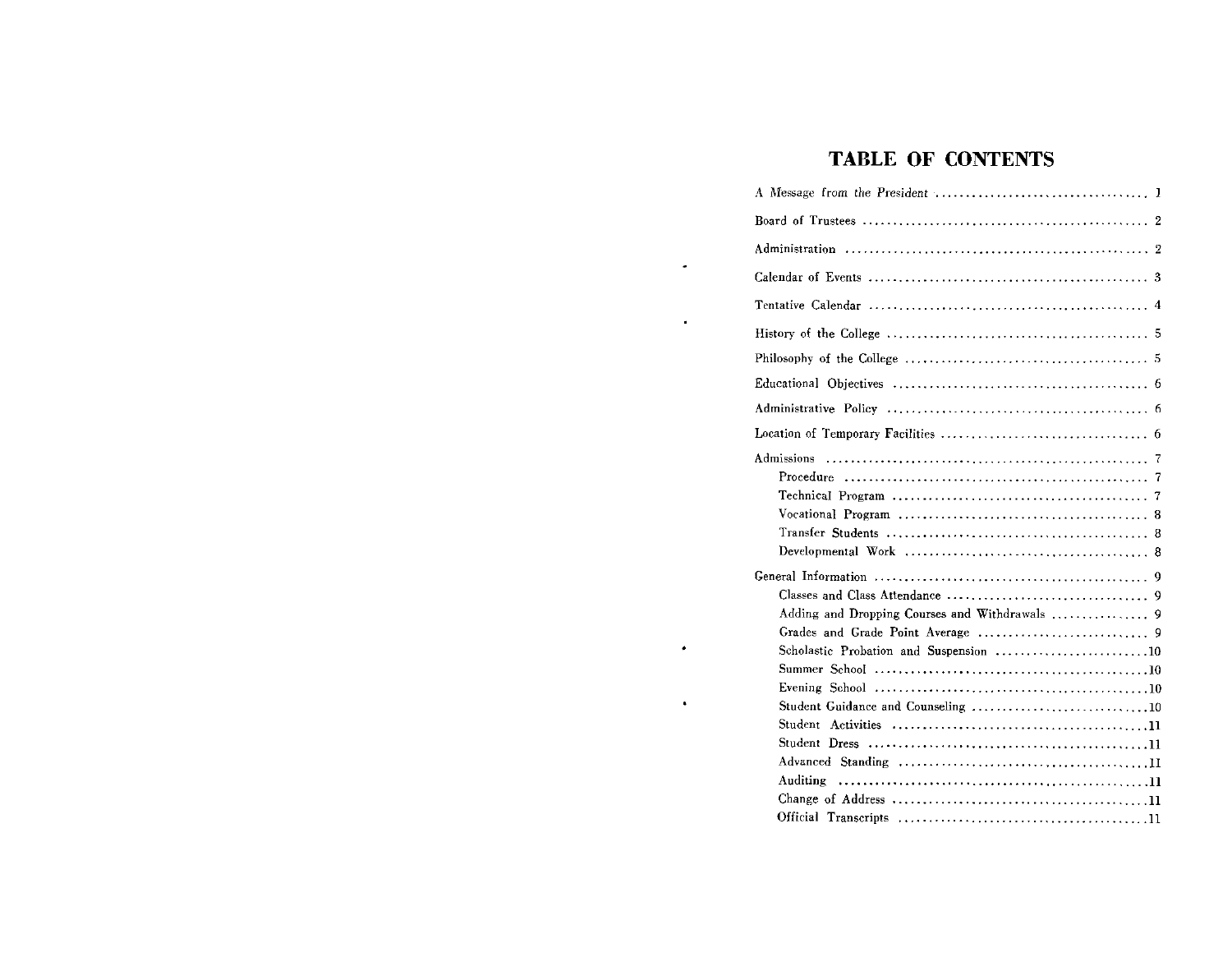# TABLE OF CONTENTS

| | |
|---|---|
| A Message from the President | 1 |
| Board of Trustees | 2 |
| Administration | 2 |
| Calendar of Events | 3 |
| Tentative Calendar | 4 |
| History of the College | 5 |
| Philosophy of the College | 5 |
| Educational Objectives | 6 |
| Administrative Policy | 6 |
| Location of Temporary Facilities | 6 |
| Admissions | 7 |
| Procedure | 7 |
| Technical Program | 7 |
| Vocational Program | 8 |
| Transfer Students | 8 |
| Developmental Work | 8 |
| General Information | 9 |
| Classes and Class Attendance | 9 |
| Adding and Dropping Courses and Withdrawals | 9 |
| Grades and Grade Point Average | 9 |
| Scholastic Probation and Suspension | 10 |
| Summer School | 10 |
| Evening School | 10 |
| Student Guidance and Counseling | 10 |
| Student Activities | 11 |
| Student Dress | 11 |
| Advanced Standing | 11 |
| Auditing | 11 |
| Change of Address | 11 |
| Official Transcripts | 11 |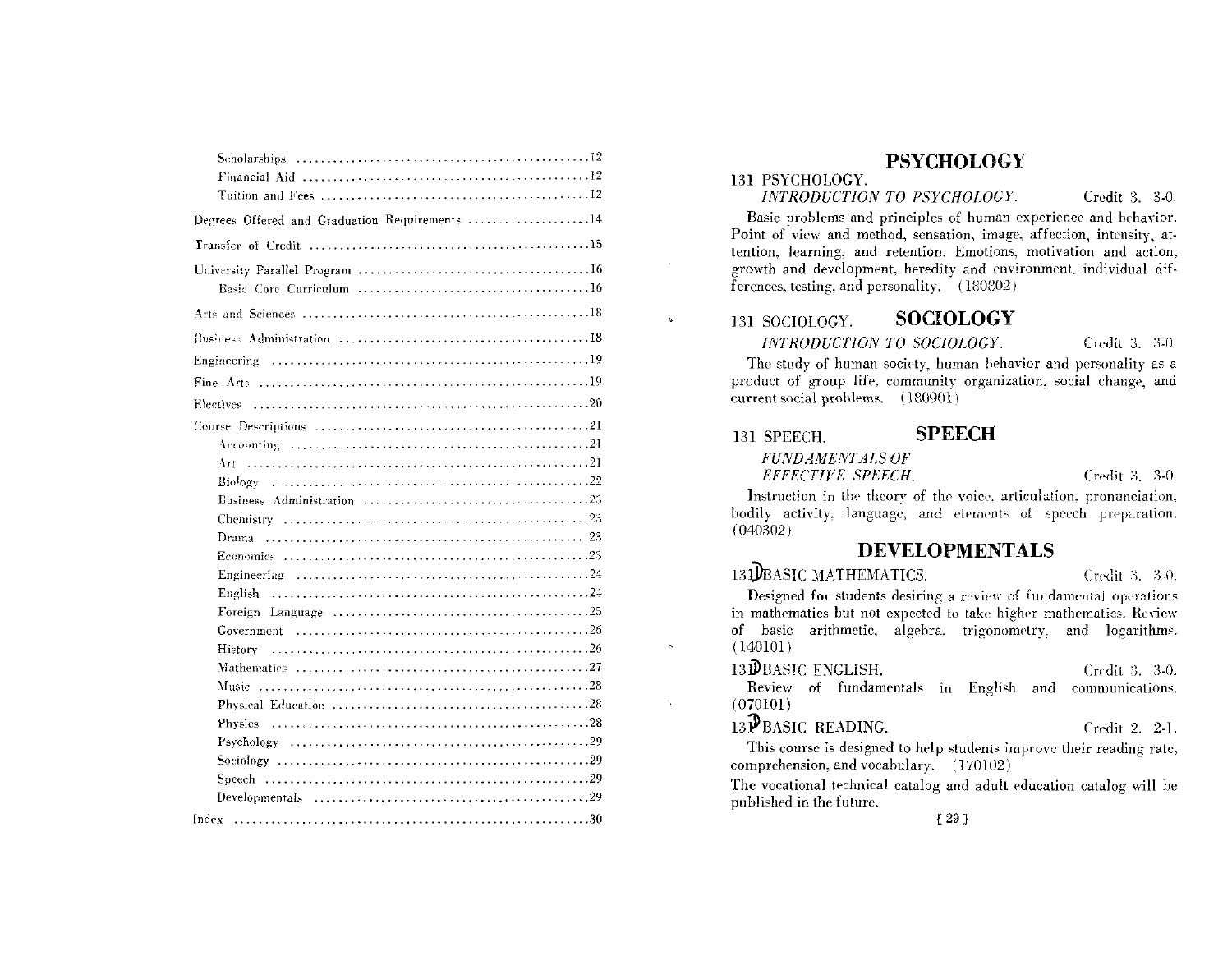Scholarships ............................................. 12
Financial Aid ............................................. 12
Tuition and Fees ............................................. 12

Degrees Offered and Graduation Requirements ............................................. 14

Transfer of Credit ............................................. 15

University Parallel Program ............................................. 16
Basic Core Curriculum ............................................. 16

Arts and Sciences ............................................. 18

Business Administration ............................................. 18

Engineering ............................................. 19

Fine Arts ............................................. 19

Electives ............................................. 20

Course Descriptions ............................................. 21
Accounting ............................................. 21
Art ............................................. 21
Biology ............................................. 22
Business Administration ............................................. 23
Chemistry ............................................. 23
Drama ............................................. 23
Economics ............................................. 23
Engineering ............................................. 24
English ............................................. 24
Foreign Language ............................................. 25
Government ............................................. 26
History ............................................. 26
Mathematics ............................................. 27
Music ............................................. 28
Physical Education ............................................. 28
Physics ............................................. 28
Psychology ............................................. 29
Sociology ............................................. 29
Speech ............................................. 29
Developmentals ............................................. 29

Index ............................................. 30

## PSYCHOLOGY

131 PSYCHOLOGY.
*INTRODUCTION TO PSYCHOLOGY.* Credit 3. 3-0.

Basic problems and principles of human experience and behavior. Point of view and method, sensation, image, affection, intensity, attention, learning, and retention. Emotions, motivation and action, growth and development, heredity and environment, individual differences, testing, and personality. (180802)

## SOCIOLOGY

131 SOCIOLOGY.
*INTRODUCTION TO SOCIOLOGY.* Credit 3. 3-0.

The study of human society, human behavior and personality as a product of group life, community organization, social change, and current social problems. (180901)

## SPEECH

131 SPEECH.
*FUNDAMENTALS OF EFFECTIVE SPEECH.* Credit 3. 3-0.

Instruction in the theory of the voice, articulation, pronunciation, bodily activity, language, and elements of speech preparation. (040302)

## DEVELOPMENTALS

131D BASIC MATHEMATICS. Credit 3. 3-0.

Designed for students desiring a review of fundamental operations in mathematics but not expected to take higher mathematics. Review of basic arithmetic, algebra, trigonometry, and logarithms. (140101)

131D BASIC ENGLISH. Credit 3. 3-0.

Review of fundamentals in English and communications. (070101)

131D BASIC READING. Credit 2. 2-1.

This course is designed to help students improve their reading rate, comprehension, and vocabulary. (170102)

The vocational technical catalog and adult education catalog will be published in the future.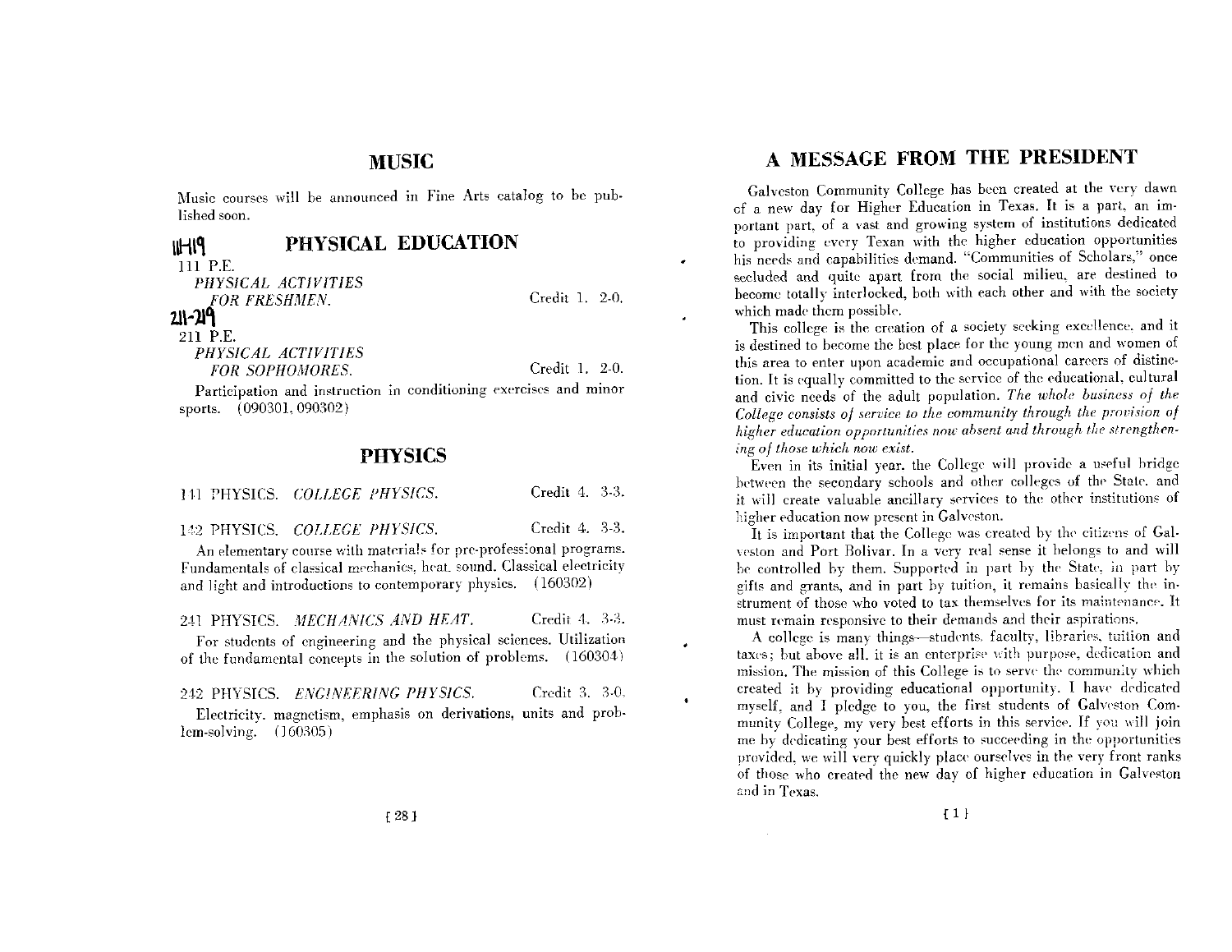## MUSIC

Music courses will be announced in Fine Arts catalog to be published soon.

## PHYSICAL EDUCATION

111-119

111 P.E.
*PHYSICAL ACTIVITIES FOR FRESHMEN.* Credit 1. 2-0.

211-219

211 P.E.
*PHYSICAL ACTIVITIES FOR SOPHOMORES.* Credit 1. 2-0.

Participation and instruction in conditioning exercises and minor sports. (090301, 090302)

## PHYSICS

141 PHYSICS. *COLLEGE PHYSICS.* Credit 4. 3-3.

142 PHYSICS. *COLLEGE PHYSICS.* Credit 4. 3-3.

An elementary course with materials for pre-professional programs. Fundamentals of classical mechanics, heat, sound. Classical electricity and light and introductions to contemporary physics. (160302)

241 PHYSICS. *MECHANICS AND HEAT.* Credit 4. 3-3.

For students of engineering and the physical sciences. Utilization of the fundamental concepts in the solution of problems. (160304)

242 PHYSICS. *ENGINEERING PHYSICS.* Credit 3. 3-0.

Electricity, magnetism, emphasis on derivations, units and problem-solving. (160305)

## A MESSAGE FROM THE PRESIDENT

Galveston Community College has been created at the very dawn of a new day for Higher Education in Texas. It is a part, an important part, of a vast and growing system of institutions dedicated to providing every Texan with the higher education opportunities his needs and capabilities demand. "Communities of Scholars," once secluded and quite apart from the social milieu, are destined to become totally interlocked, both with each other and with the society which made them possible.

This college is the creation of a society seeking excellence, and it is destined to become the best place for the young men and women of this area to enter upon academic and occupational careers of distinction. It is equally committed to the service of the educational, cultural and civic needs of the adult population. *The whole business of the College consists of service to the community through the provision of higher education opportunities now absent and through the strengthening of those which now exist.*

Even in its initial year, the College will provide a useful bridge between the secondary schools and other colleges of the State, and it will create valuable ancillary services to the other institutions of higher education now present in Galveston.

It is important that the College was created by the citizens of Galveston and Port Bolivar. In a very real sense it belongs to and will be controlled by them. Supported in part by the State, in part by gifts and grants, and in part by tuition, it remains basically the instrument of those who voted to tax themselves for its maintenance. It must remain responsive to their demands and their aspirations.

A college is many things—students, faculty, libraries, tuition and taxes; but above all, it is an enterprise with purpose, dedication and mission. The mission of this College is to serve the community which created it by providing educational opportunity. I have dedicated myself, and I pledge to you, the first students of Galveston Community College, my very best efforts in this service. If you will join me by dedicating your best efforts to succeeding in the opportunities provided, we will very quickly place ourselves in the very front ranks of those who created the new day of higher education in Galveston and in Texas.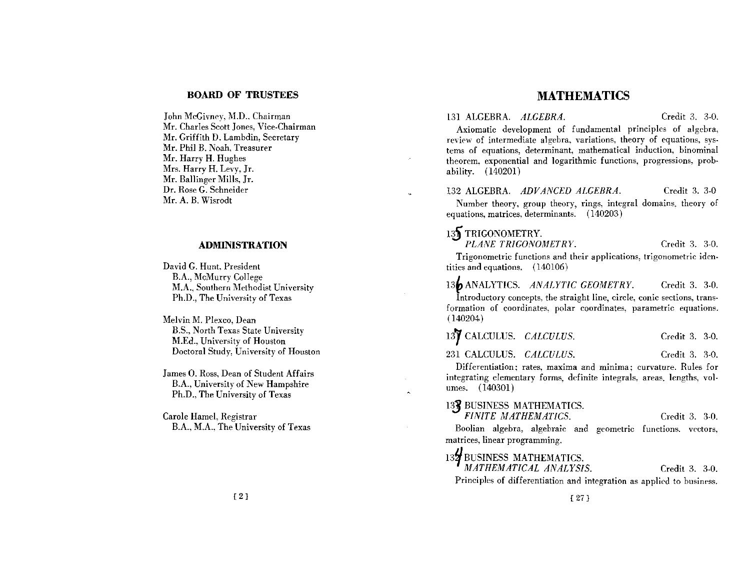## BOARD OF TRUSTEES

John McGivney, M.D., Chairman
Mr. Charles Scott Jones, Vice-Chairman
Mr. Griffith D. Lambdin, Secretary
Mr. Phil B. Noah, Treasurer
Mr. Harry H. Hughes
Mrs. Harry H. Levy, Jr.
Mr. Ballinger Mills, Jr.
Dr. Rose G. Schneider
Mr. A. B. Wisrodt

## ADMINISTRATION

David G. Hunt, President
B.A., McMurry College
M.A., Southern Methodist University
Ph.D., The University of Texas

Melvin M. Plexco, Dean
B.S., North Texas State University
M.Ed., University of Houston
Doctoral Study, University of Houston

James O. Ross, Dean of Student Affairs
B.A., University of New Hampshire
Ph.D., The University of Texas

Carole Hamel, Registrar
B.A., M.A., The University of Texas

# MATHEMATICS

131 ALGEBRA. *ALGEBRA.* Credit 3. 3-0.
Axiomatic development of fundamental principles of algebra, review of intermediate algebra, variations, theory of equations, systems of equations, determinant, mathematical induction, binominal theorem, exponential and logarithmic functions, progressions, probability. (140201)

132 ALGEBRA. *ADVANCED ALGEBRA.* Credit 3. 3-0
Number theory, group theory, rings, integral domains, theory of equations, matrices, determinants. (140203)

135 TRIGONOMETRY.
*PLANE TRIGONOMETRY.* Credit 3. 3-0.
Trigonometric functions and their applications, trigonometric identities and equations. (140106)

136 ANALYTICS. *ANALYTIC GEOMETRY.* Credit 3. 3-0.
Introductory concepts, the straight line, circle, conic sections, transformation of coordinates, polar coordinates, parametric equations. (140204)

137 CALCULUS. *CALCULUS.* Credit 3. 3-0.

231 CALCULUS. *CALCULUS.* Credit 3. 3-0.
Differentiation; rates, maxima and minima; curvature. Rules for integrating elementary forms, definite integrals, areas, lengths, volumes. (140301)

133 BUSINESS MATHEMATICS.
*FINITE MATHEMATICS.* Credit 3. 3-0.
Boolian algebra, algebraic and geometric functions, vectors, matrices, linear programming.

134 BUSINESS MATHEMATICS.
*MATHEMATICAL ANALYSIS.* Credit 3. 3-0.
Principles of differentiation and integration as applied to business.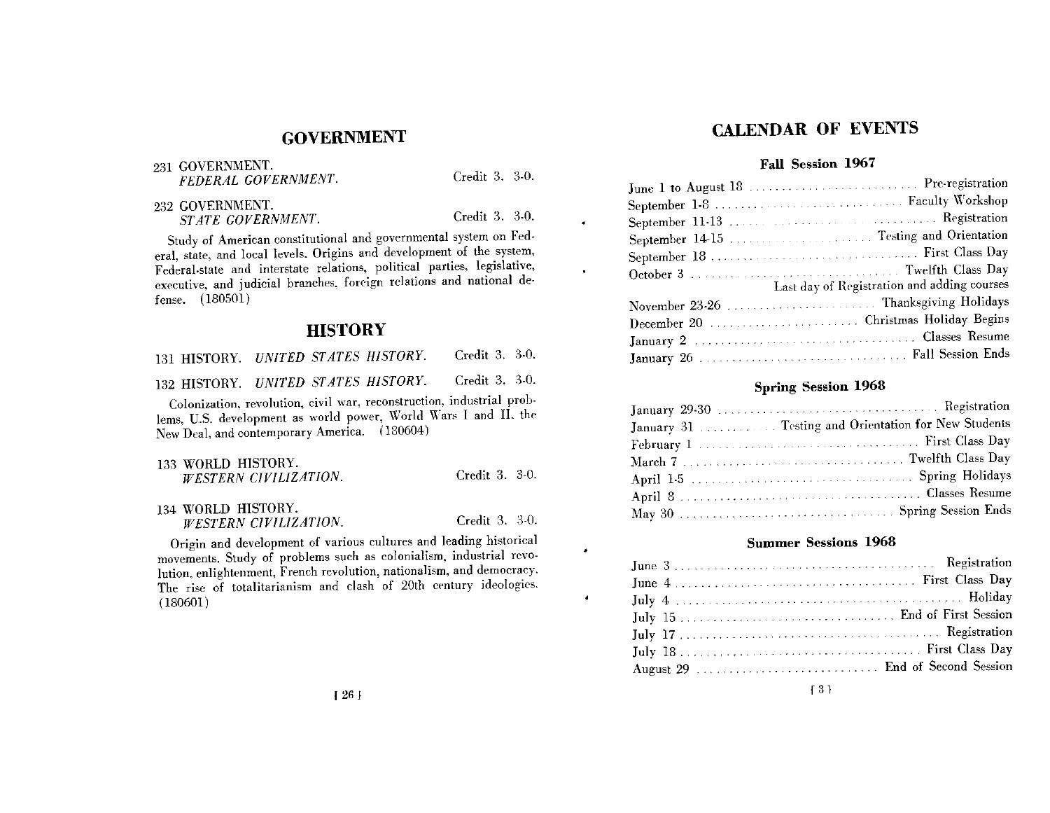# GOVERNMENT

231 GOVERNMENT.
*FEDERAL GOVERNMENT.* Credit 3. 3-0.

232 GOVERNMENT.
*STATE GOVERNMENT.* Credit 3. 3-0.

Study of American constitutional and governmental system on Federal, state, and local levels. Origins and development of the system, Federal-state and interstate relations, political parties, legislative, executive, and judicial branches, foreign relations and national defense. (180501)

# HISTORY

131 HISTORY. *UNITED STATES HISTORY.* Credit 3. 3-0.

132 HISTORY. *UNITED STATES HISTORY.* Credit 3. 3-0.

Colonization, revolution, civil war, reconstruction, industrial problems, U.S. development as world power, World Wars I and II, the New Deal, and contemporary America. (180604)

133 WORLD HISTORY.
*WESTERN CIVILIZATION.* Credit 3. 3-0.

134 WORLD HISTORY.
*WESTERN CIVILIZATION.* Credit 3. 3-0.

Origin and development of various cultures and leading historical movements. Study of problems such as colonialism, industrial revolution, enlightenment, French revolution, nationalism, and democracy. The rise of totalitarianism and clash of 20th century ideologies. (180601)

# CALENDAR OF EVENTS

## Fall Session 1967

| Date | Event |
|---|---|
| June 1 to August 18 | Pre-registration |
| September 1-8 | Faculty Workshop |
| September 11-13 | Registration |
| September 14-15 | Testing and Orientation |
| September 18 | First Class Day |
| October 3 | Twelfth Class Day<br>Last day of Registration and adding courses |
| November 23-26 | Thanksgiving Holidays |
| December 20 | Christmas Holiday Begins |
| January 2 | Classes Resume |
| January 26 | Fall Session Ends |

## Spring Session 1968

| Date | Event |
|---|---|
| January 29-30 | Registration |
| January 31 | Testing and Orientation for New Students |
| February 1 | First Class Day |
| March 7 | Twelfth Class Day |
| April 1-5 | Spring Holidays |
| April 8 | Classes Resume |
| May 30 | Spring Session Ends |

## Summer Sessions 1968

| Date | Event |
|---|---|
| June 3 | Registration |
| June 4 | First Class Day |
| July 4 | Holiday |
| July 15 | End of First Session |
| July 17 | Registration |
| July 18 | First Class Day |
| August 29 | End of Second Session |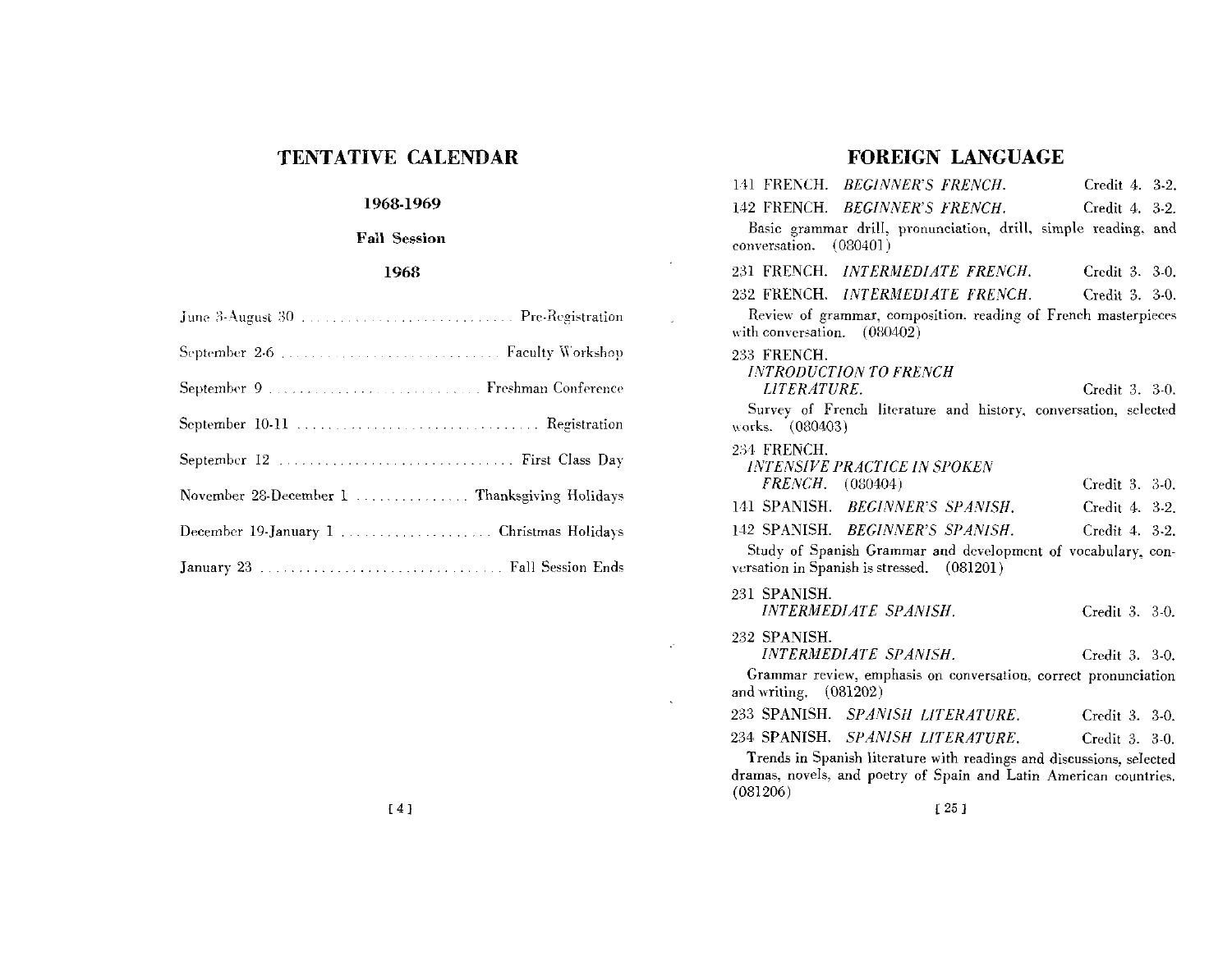# TENTATIVE CALENDAR

## 1968-1969

### Fall Session

### 1968

| | |
|---|---|
| June 3-August 30 | Pre-Registration |
| September 2-6 | Faculty Workshop |
| September 9 | Freshman Conference |
| September 10-11 | Registration |
| September 12 | First Class Day |
| November 28-December 1 | Thanksgiving Holidays |
| December 19-January 1 | Christmas Holidays |
| January 23 | Fall Session Ends |

# FOREIGN LANGUAGE

141 FRENCH. *BEGINNER'S FRENCH.* Credit 4. 3-2.

142 FRENCH. *BEGINNER'S FRENCH.* Credit 4. 3-2.

Basic grammar drill, pronunciation, drill, simple reading, and conversation. (080401)

231 FRENCH. *INTERMEDIATE FRENCH.* Credit 3. 3-0.

232 FRENCH. *INTERMEDIATE FRENCH.* Credit 3. 3-0.

Review of grammar, composition, reading of French masterpieces with conversation. (080402)

233 FRENCH. *INTRODUCTION TO FRENCH LITERATURE.* Credit 3. 3-0.

Survey of French literature and history, conversation, selected works. (080403)

234 FRENCH. *INTENSIVE PRACTICE IN SPOKEN FRENCH.* (080404) Credit 3. 3-0.

141 SPANISH. *BEGINNER'S SPANISH.* Credit 4. 3-2.

142 SPANISH. *BEGINNER'S SPANISH.* Credit 4. 3-2.

Study of Spanish Grammar and development of vocabulary, conversation in Spanish is stressed. (081201)

231 SPANISH. *INTERMEDIATE SPANISH.* Credit 3. 3-0.

232 SPANISH. *INTERMEDIATE SPANISH.* Credit 3. 3-0.

Grammar review, emphasis on conversation, correct pronunciation and writing. (081202)

233 SPANISH. *SPANISH LITERATURE.* Credit 3. 3-0.

234 SPANISH. *SPANISH LITERATURE.* Credit 3. 3-0.

Trends in Spanish literature with readings and discussions, selected dramas, novels, and poetry of Spain and Latin American countries. (081206)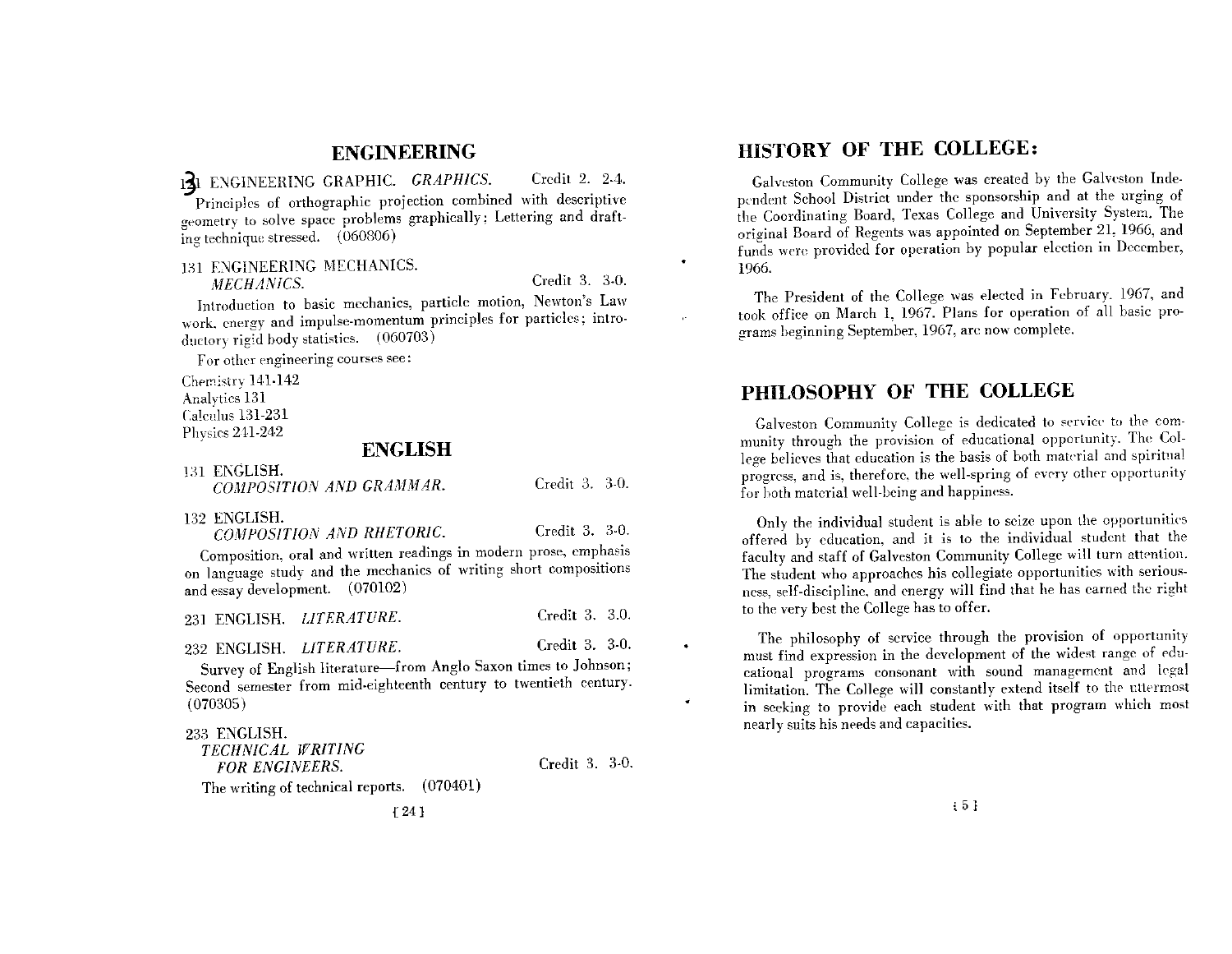## ENGINEERING

131 ENGINEERING GRAPHIC. *GRAPHICS.* Credit 2. 2-4.

Principles of orthographic projection combined with descriptive geometry to solve space problems graphically: Lettering and drafting technique stressed. (060806)

131 ENGINEERING MECHANICS.
*MECHANICS.* Credit 3. 3-0.

Introduction to basic mechanics, particle motion, Newton's Law work, energy and impulse-momentum principles for particles; introductory rigid body statistics. (060703)

For other engineering courses see:

Chemistry 141-142
Analytics 131
Calculus 131-231
Physics 241-242

## ENGLISH

131 ENGLISH.
*COMPOSITION AND GRAMMAR.* Credit 3. 3-0.

132 ENGLISH.
*COMPOSITION AND RHETORIC.* Credit 3. 3-0.

Composition, oral and written readings in modern prose, emphasis on language study and the mechanics of writing short compositions and essay development. (070102)

231 ENGLISH. *LITERATURE.* Credit 3. 3.0.

232 ENGLISH. *LITERATURE.* Credit 3. 3-0.

Survey of English literature—from Anglo Saxon times to Johnson; Second semester from mid-eighteenth century to twentieth century. (070305)

233 ENGLISH.
*TECHNICAL WRITING FOR ENGINEERS.* Credit 3. 3-0.

The writing of technical reports. (070401)

## HISTORY OF THE COLLEGE:

Galveston Community College was created by the Galveston Independent School District under the sponsorship and at the urging of the Coordinating Board, Texas College and University System. The original Board of Regents was appointed on September 21, 1966, and funds were provided for operation by popular election in December, 1966.

The President of the College was elected in February, 1967, and took office on March 1, 1967. Plans for operation of all basic programs beginning September, 1967, are now complete.

## PHILOSOPHY OF THE COLLEGE

Galveston Community College is dedicated to service to the community through the provision of educational opportunity. The College believes that education is the basis of both material and spiritual progress, and is, therefore, the well-spring of every other opportunity for both material well-being and happiness.

Only the individual student is able to seize upon the opportunities offered by education, and it is to the individual student that the faculty and staff of Galveston Community College will turn attention. The student who approaches his collegiate opportunities with seriousness, self-discipline, and energy will find that he has earned the right to the very best the College has to offer.

The philosophy of service through the provision of opportunity must find expression in the development of the widest range of educational programs consonant with sound management and legal limitation. The College will constantly extend itself to the uttermost in seeking to provide each student with that program which most nearly suits his needs and capacities.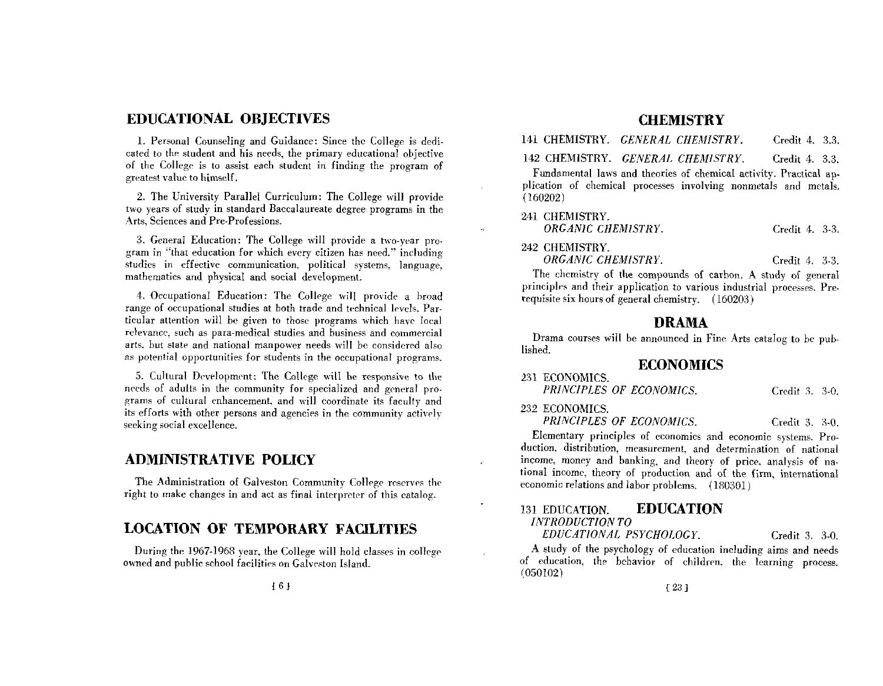## EDUCATIONAL OBJECTIVES

1. Personal Counseling and Guidance: Since the College is dedicated to the student and his needs, the primary educational objective of the College is to assist each student in finding the program of greatest value to himself.

2. The University Parallel Curriculum: The College will provide two years of study in standard Baccalaureate degree programs in the Arts, Sciences and Pre-Professions.

3. General Education: The College will provide a two-year program in "that education for which every citizen has need." including studies in effective communication, political systems, language, mathematics and physical and social development.

4. Occupational Education: The College will provide a broad range of occupational studies at both trade and technical levels. Particular attention will be given to those programs which have local relevance, such as para-medical studies and business and commercial arts. but state and national manpower needs will be considered also as potential opportunities for students in the occupational programs.

5. Cultural Development: The College will be responsive to the needs of adults in the community for specialized and general programs of cultural enhancement, and will coordinate its faculty and its efforts with other persons and agencies in the community actively seeking social excellence.

## ADMINISTRATIVE POLICY

The Administration of Galveston Community College reserves the right to make changes in and act as final interpreter of this catalog.

## LOCATION OF TEMPORARY FACILITIES

During the 1967-1968 year, the College will hold classes in college owned and public school facilities on Galveston Island.

## CHEMISTRY

141 CHEMISTRY. *GENERAL CHEMISTRY.* Credit 4. 3.3.

142 CHEMISTRY. *GENERAL CHEMISTRY.* Credit 4. 3.3.

Fundamental laws and theories of chemical activity. Practical application of chemical processes involving nonmetals and metals. (160202)

241 CHEMISTRY.
*ORGANIC CHEMISTRY.* Credit 4. 3-3.

242 CHEMISTRY.
*ORGANIC CHEMISTRY.* Credit 4. 3-3.

The chemistry of the compounds of carbon. A study of general principles and their application to various industrial processes. Prerequisite six hours of general chemistry. (160203)

## DRAMA

Drama courses will be announced in Fine Arts catalog to be published.

## ECONOMICS

231 ECONOMICS.
*PRINCIPLES OF ECONOMICS.* Credit 3. 3-0.

232 ECONOMICS.
*PRINCIPLES OF ECONOMICS.* Credit 3. 3-0.

Elementary principles of economics and economic systems. Production, distribution, measurement, and determination of national income, money and banking, and theory of price, analysis of national income, theory of production and of the firm, international economic relations and labor problems. (180301)

## EDUCATION

131 EDUCATION.
*INTRODUCTION TO EDUCATIONAL PSYCHOLOGY.* Credit 3. 3-0.

A study of the psychology of education including aims and needs of education, the behavior of children, the learning process. (050102)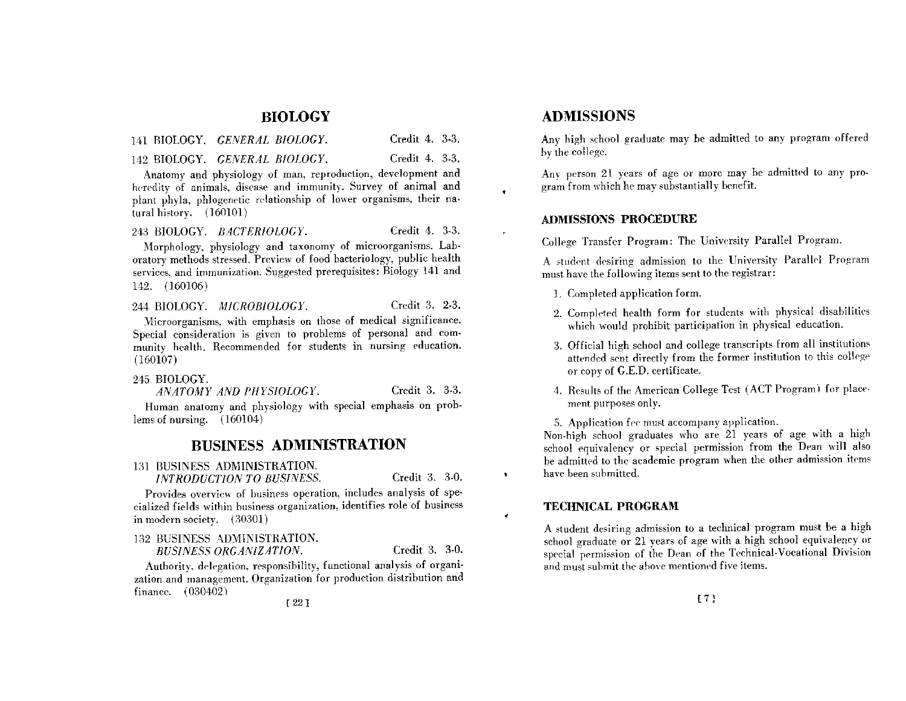# BIOLOGY

141 BIOLOGY. *GENERAL BIOLOGY.* Credit 4. 3-3.

142 BIOLOGY. *GENERAL BIOLOGY.* Credit 4. 3-3.

Anatomy and physiology of man, reproduction, development and heredity of animals, disease and immunity. Survey of animal and plant phyla, phlogenetic relationship of lower organisms, their natural history. (160101)

243 BIOLOGY. *BACTERIOLOGY.* Credit 4. 3-3.

Morphology, physiology and taxonomy of microorganisms. Laboratory methods stressed. Preview of food bacteriology, public health services, and immunization. Suggested prerequisites: Biology 141 and 142. (160106)

244 BIOLOGY. *MICROBIOLOGY.* Credit 3. 2-3.

Microorganisms, with emphasis on those of medical significance. Special consideration is given to problems of personal and community health. Recommended for students in nursing education. (160107)

245 BIOLOGY. *ANATOMY AND PHYSIOLOGY.* Credit 3. 3-3.

Human anatomy and physiology with special emphasis on problems of nursing. (160104)

# BUSINESS ADMINISTRATION

131 BUSINESS ADMINISTRATION. *INTRODUCTION TO BUSINESS.* Credit 3. 3-0.

Provides overview of business operation, includes analysis of specialized fields within business organization, identifies role of business in modern society. (30301)

132 BUSINESS ADMINISTRATION. *BUSINESS ORGANIZATION.* Credit 3. 3-0.

Authority, delegation, responsibility, functional analysis of organization and management. Organization for production distribution and finance. (030402)

# ADMISSIONS

Any high school graduate may be admitted to any program offered by the college.

Any person 21 years of age or more may be admitted to any program from which he may substantially benefit.

## ADMISSIONS PROCEDURE

College Transfer Program: The University Parallel Program.

A student desiring admission to the University Parallel Program must have the following items sent to the registrar:

1. Completed application form.
2. Completed health form for students with physical disabilities which would prohibit participation in physical education.
3. Official high school and college transcripts from all institutions attended sent directly from the former institution to this college or copy of G.E.D. certificate.
4. Results of the American College Test (ACT Program) for placement purposes only.
5. Application fee must accompany application.

Non-high school graduates who are 21 years of age with a high school equivalency or special permission from the Dean will also be admitted to the academic program when the other admission items have been submitted.

## TECHNICAL PROGRAM

A student desiring admission to a technical program must be a high school graduate or 21 years of age with a high school equivalency or special permission of the Dean of the Technical-Vocational Division and must submit the above mentioned five items.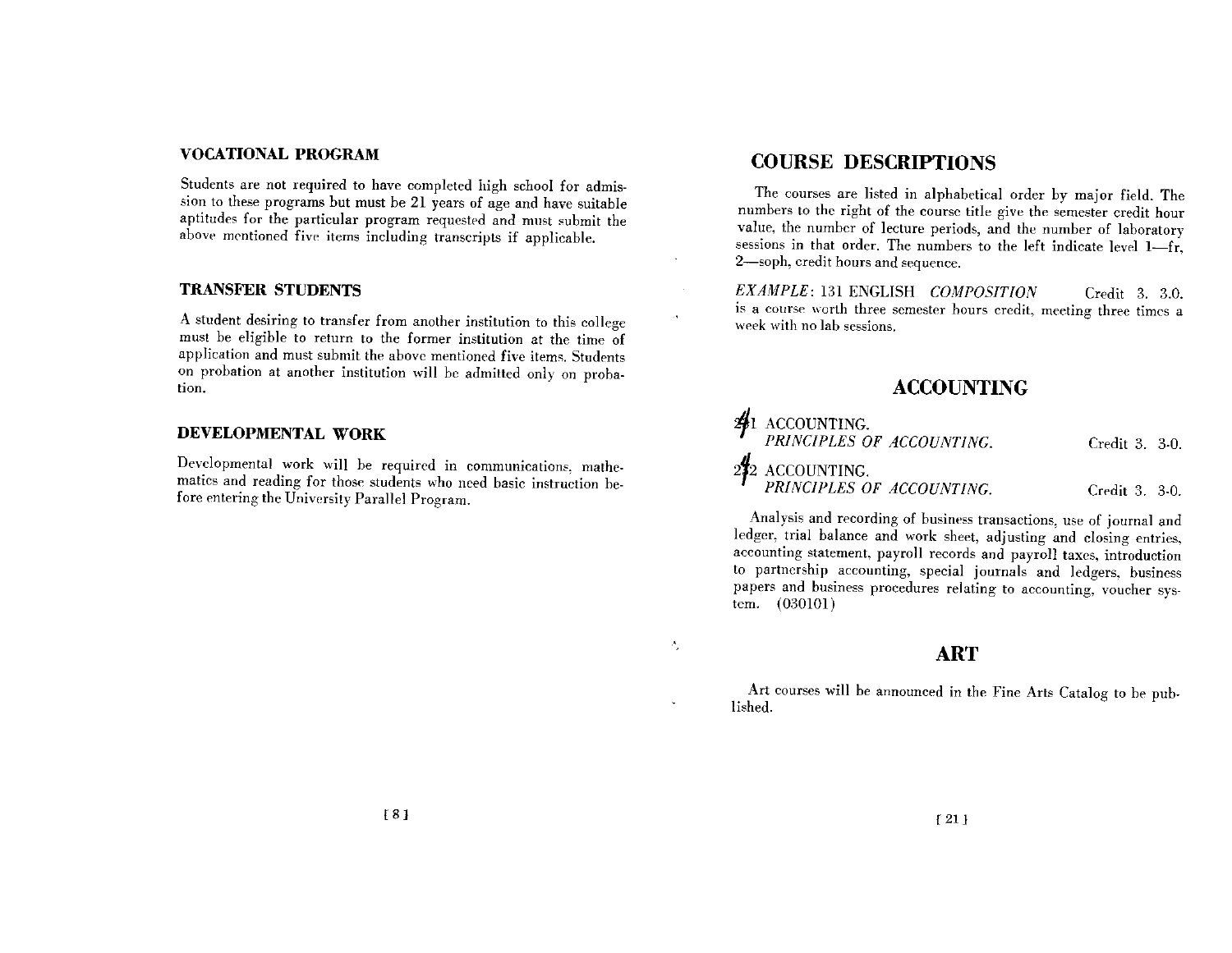## VOCATIONAL PROGRAM

Students are not required to have completed high school for admission to these programs but must be 21 years of age and have suitable aptitudes for the particular program requested and must submit the above mentioned five items including transcripts if applicable.

## TRANSFER STUDENTS

A student desiring to transfer from another institution to this college must be eligible to return to the former institution at the time of application and must submit the above mentioned five items. Students on probation at another institution will be admitted only on probation.

## DEVELOPMENTAL WORK

Developmental work will be required in communications, mathematics and reading for those students who need basic instruction before entering the University Parallel Program.

# COURSE DESCRIPTIONS

The courses are listed in alphabetical order by major field. The numbers to the right of the course title give the semester credit hour value, the number of lecture periods, and the number of laboratory sessions in that order. The numbers to the left indicate level 1—fr, 2—soph, credit hours and sequence.

*EXAMPLE*: 131 ENGLISH *COMPOSITION* Credit 3. 3.0.
is a course worth three semester hours credit, meeting three times a week with no lab sessions.

## ACCOUNTING

241 ACCOUNTING.
*PRINCIPLES OF ACCOUNTING.* Credit 3. 3-0.

242 ACCOUNTING.
*PRINCIPLES OF ACCOUNTING.* Credit 3. 3-0.

Analysis and recording of business transactions, use of journal and ledger, trial balance and work sheet, adjusting and closing entries, accounting statement, payroll records and payroll taxes, introduction to partnership accounting, special journals and ledgers, business papers and business procedures relating to accounting, voucher system. (030101)

## ART

Art courses will be announced in the Fine Arts Catalog to be published.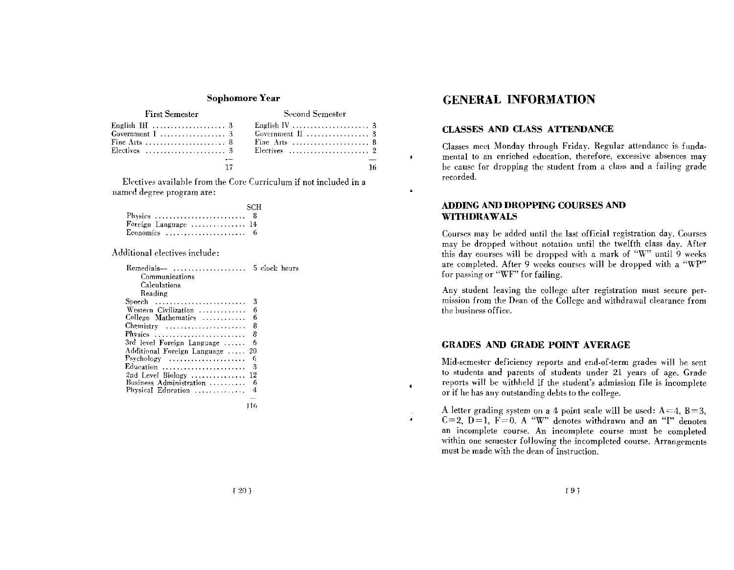## Sophomore Year

| First Semester | | Second Semester | |
|---|---|---|---|
| English III | 3 | English IV | 3 |
| Government I | 3 | Government II | 3 |
| Fine Arts | 8 | Fine Arts | 8 |
| Electives | 3 | Electives | 2 |
| | 17 | | 16 |

Electives available from the Core Curriculum if not included in a named degree program are:

| | SCH |
|---|---|
| Physics | 8 |
| Foreign Language | 14 |
| Economics | 6 |

Additional electives include:

| | |
|---|---|
| Remedials— Communications, Calculations, Reading | 5 clock hours |
| Speech | 3 |
| Western Civilization | 6 |
| College Mathematics | 6 |
| Chemistry | 8 |
| Physics | 8 |
| 3rd level Foreign Language | 6 |
| Additional Foreign Language | 20 |
| Psychology | 6 |
| Education | 3 |
| 2nd Level Biology | 12 |
| Business Administration | 6 |
| Physical Education | 4 |
| | 116 |

# GENERAL INFORMATION

## CLASSES AND CLASS ATTENDANCE

Classes meet Monday through Friday. Regular attendance is fundamental to an enriched education, therefore, excessive absences may be cause for dropping the student from a class and a failing grade recorded.

## ADDING AND DROPPING COURSES AND WITHDRAWALS

Courses may be added until the last official registration day. Courses may be dropped without notation until the twelfth class day. After this day courses will be dropped with a mark of "W" until 9 weeks are completed. After 9 weeks courses will be dropped with a "WP" for passing or "WF" for failing.

Any student leaving the college after registration must secure permission from the Dean of the College and withdrawal clearance from the business office.

## GRADES AND GRADE POINT AVERAGE

Mid-semester deficiency reports and end-of-term grades will be sent to students and parents of students under 21 years of age. Grade reports will be withheld if the student's admission file is incomplete or if he has any outstanding debts to the college.

A letter grading system on a 4 point scale will be used: A=4, B=3, C=2, D=1, F=0. A "W" denotes withdrawn and an "I" denotes an incomplete course. An incomplete course must be completed within one semester following the incompleted course. Arrangements must be made with the dean of instruction.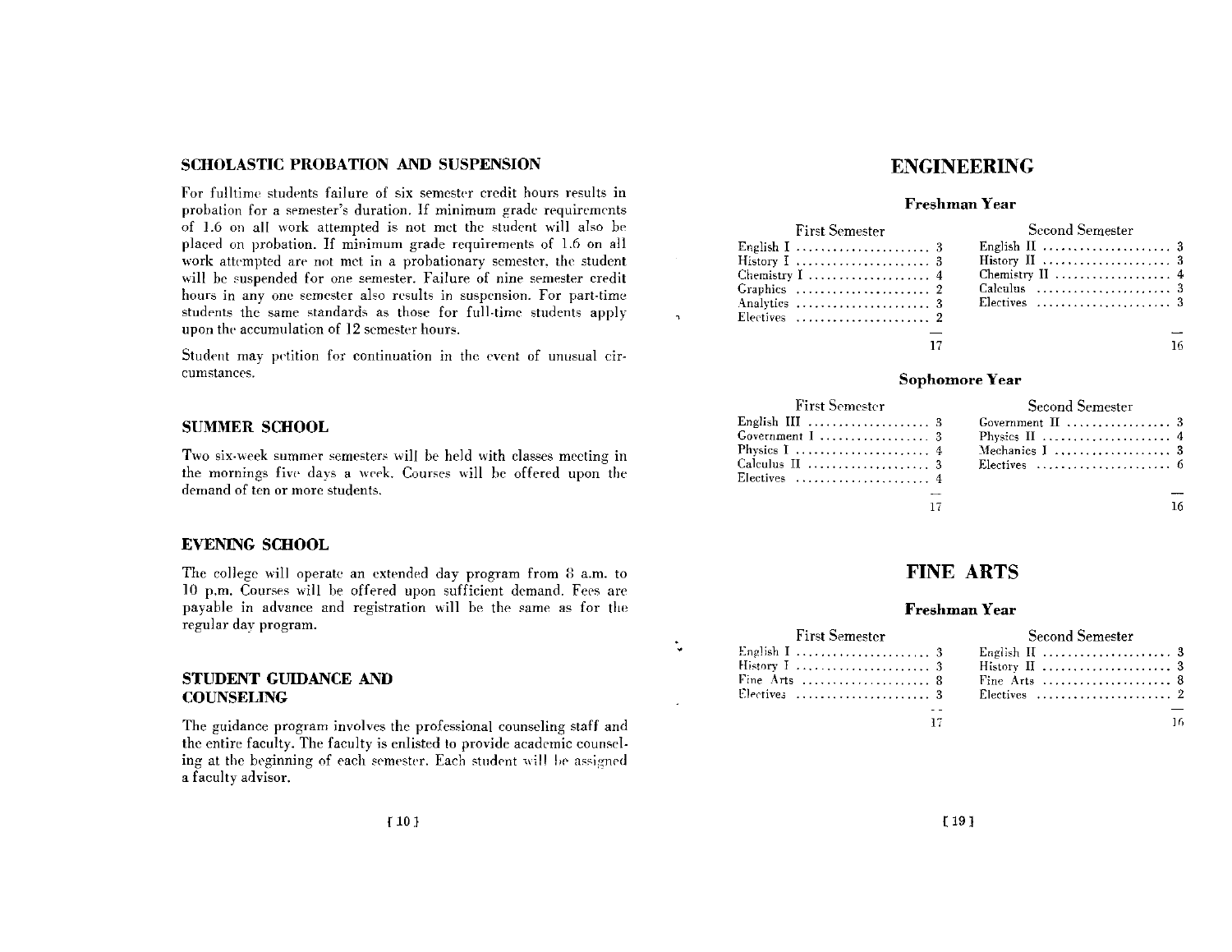## SCHOLASTIC PROBATION AND SUSPENSION

For fulltime students failure of six semester credit hours results in probation for a semester's duration. If minimum grade requirements of 1.6 on all work attempted is not met the student will also be placed on probation. If minimum grade requirements of 1.6 on all work attempted are not met in a probationary semester, the student will be suspended for one semester. Failure of nine semester credit hours in any one semester also results in suspension. For part-time students the same standards as those for full-time students apply upon the accumulation of 12 semester hours.

Student may petition for continuation in the event of unusual circumstances.

## SUMMER SCHOOL

Two six-week summer semesters will be held with classes meeting in the mornings five days a week. Courses will be offered upon the demand of ten or more students.

## EVENING SCHOOL

The college will operate an extended day program from 8 a.m. to 10 p.m. Courses will be offered upon sufficient demand. Fees are payable in advance and registration will be the same as for the regular day program.

## STUDENT GUIDANCE AND COUNSELING

The guidance program involves the professional counseling staff and the entire faculty. The faculty is enlisted to provide academic counseling at the beginning of each semester. Each student will be assigned a faculty advisor.

# ENGINEERING

### Freshman Year

| First Semester | | Second Semester | |
|---|---|---|---|
| English I | 3 | English II | 3 |
| History I | 3 | History II | 3 |
| Chemistry I | 4 | Chemistry II | 4 |
| Graphics | 2 | Calculus | 3 |
| Analytics | 3 | Electives | 3 |
| Electives | 2 | | |
| | 17 | | 16 |

### Sophomore Year

| First Semester | | Second Semester | |
|---|---|---|---|
| English III | 3 | Government II | 3 |
| Government I | 3 | Physics II | 4 |
| Physics I | 4 | Mechanics I | 3 |
| Calculus II | 3 | Electives | 6 |
| Electives | 4 | | |
| | 17 | | 16 |

# FINE ARTS

### Freshman Year

| First Semester | | Second Semester | |
|---|---|---|---|
| English I | 3 | English II | 3 |
| History I | 3 | History II | 3 |
| Fine Arts | 8 | Fine Arts | 8 |
| Electives | 3 | Electives | 2 |
| | 17 | | 16 |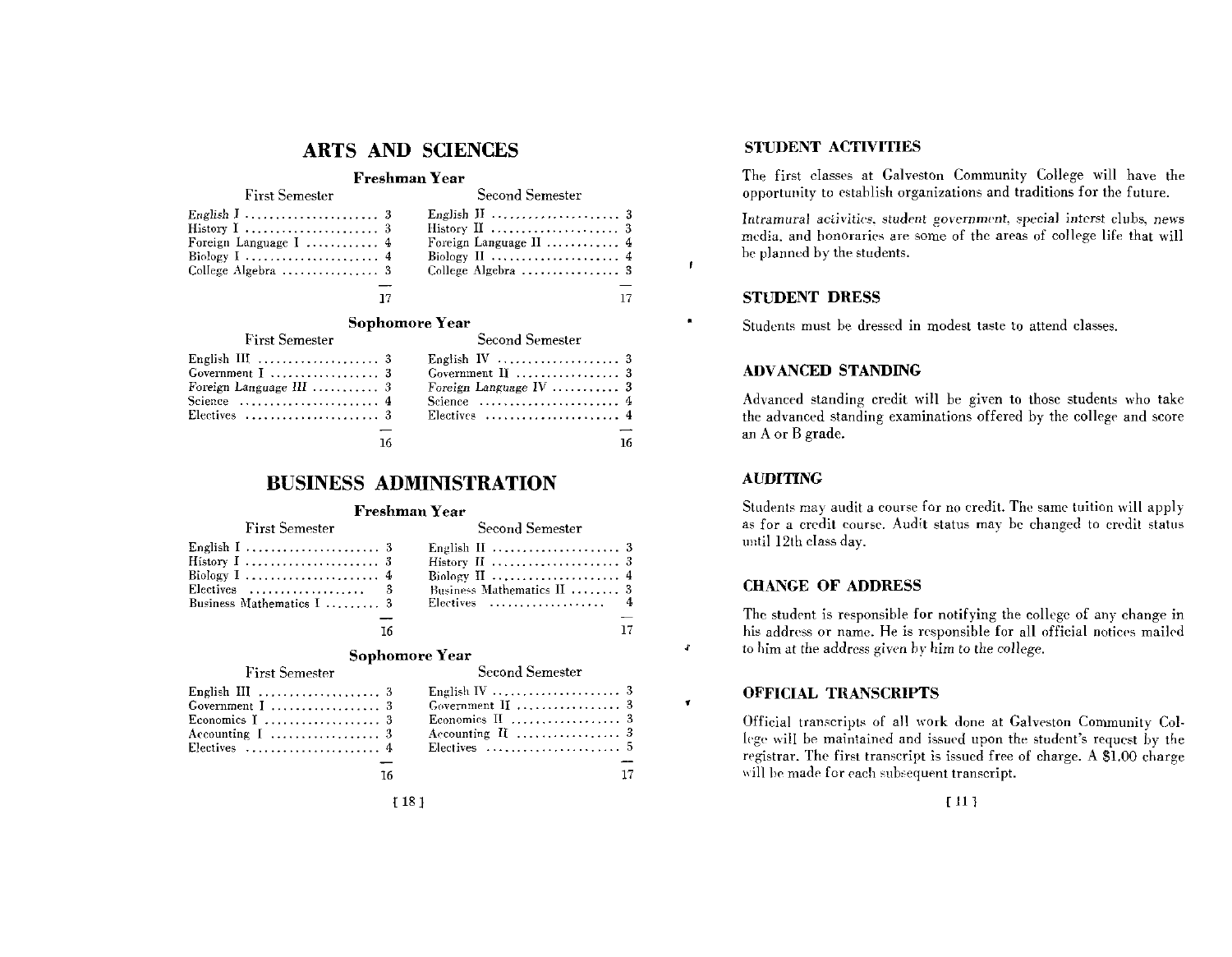# ARTS AND SCIENCES

### Freshman Year

| First Semester | | Second Semester | |
|---|---|---|---|
| English I | 3 | English II | 3 |
| History I | 3 | History II | 3 |
| Foreign Language I | 4 | Foreign Language II | 4 |
| Biology I | 4 | Biology II | 4 |
| College Algebra | 3 | College Algebra | 3 |
| | 17 | | 17 |

### Sophomore Year

| First Semester | | Second Semester | |
|---|---|---|---|
| English III | 3 | English IV | 3 |
| Government I | 3 | Government II | 3 |
| Foreign Language III | 3 | Foreign Language IV | 3 |
| Science | 4 | Science | 4 |
| Electives | 3 | Electives | 4 |
| | 16 | | 16 |

# BUSINESS ADMINISTRATION

### Freshman Year

| First Semester | | Second Semester | |
|---|---|---|---|
| English I | 3 | English II | 3 |
| History I | 3 | History II | 3 |
| Biology I | 4 | Biology II | 4 |
| Electives | 3 | Business Mathematics II | 3 |
| Business Mathematics I | 3 | Electives | 4 |
| | 16 | | 17 |

### Sophomore Year

| First Semester | | Second Semester | |
|---|---|---|---|
| English III | 3 | English IV | 3 |
| Government I | 3 | Government II | 3 |
| Economics I | 3 | Economics II | 3 |
| Accounting I | 3 | Accounting II | 3 |
| Electives | 4 | Electives | 5 |
| | 16 | | 17 |

## STUDENT ACTIVITIES

The first classes at Galveston Community College will have the opportunity to establish organizations and traditions for the future.

Intramural activities, student government, special interst clubs, news media, and honoraries are some of the areas of college life that will be planned by the students.

## STUDENT DRESS

Students must be dressed in modest taste to attend classes.

## ADVANCED STANDING

Advanced standing credit will be given to those students who take the advanced standing examinations offered by the college and score an A or B grade.

## AUDITING

Students may audit a course for no credit. The same tuition will apply as for a credit course. Audit status may be changed to credit status until 12th class day.

## CHANGE OF ADDRESS

The student is responsible for notifying the college of any change in his address or name. He is responsible for all official notices mailed to him at the address given by him to the college.

## OFFICIAL TRANSCRIPTS

Official transcripts of all work done at Galveston Community College will be maintained and issued upon the student's request by the registrar. The first transcript is issued free of charge. A $1.00 charge will be made for each subsequent transcript.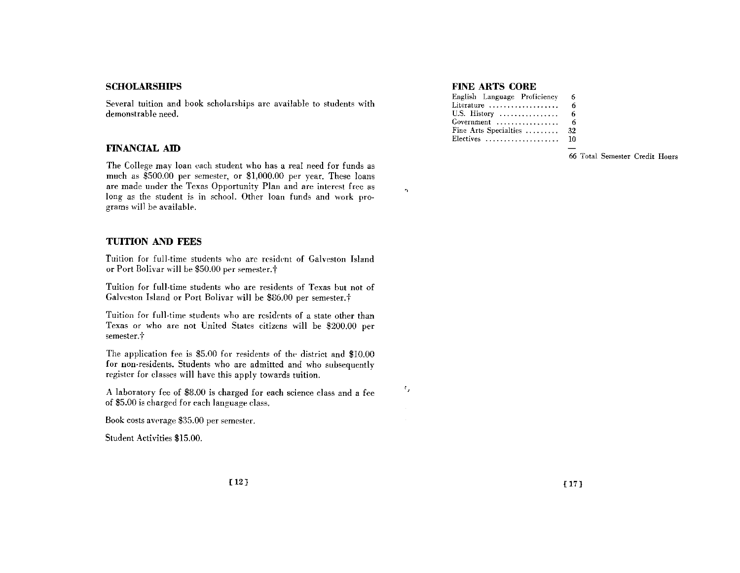## SCHOLARSHIPS

Several tuition and book scholarships are available to students with demonstrable need.

## FINANCIAL AID

The College may loan each student who has a real need for funds as much as $500.00 per semester, or $1,000.00 per year. These loans are made under the Texas Opportunity Plan and are interest free as long as the student is in school. Other loan funds and work programs will be available.

## TUITION AND FEES

Tuition for full-time students who are resident of Galveston Island or Port Bolivar will be $50.00 per semester.†

Tuition for full-time students who are residents of Texas but not of Galveston Island or Port Bolivar will be $86.00 per semester.†

Tuition for full-time students who are residents of a state other than Texas or who are not United States citizens will be $200.00 per semester.†

The application fee is $5.00 for residents of the district and $10.00 for non-residents. Students who are admitted and who subsequently register for classes will have this apply towards tuition.

A laboratory fee of $8.00 is charged for each science class and a fee of $5.00 is charged for each language class.

Book costs average $35.00 per semester.

Student Activities $15.00.

## FINE ARTS CORE

| Course | Hours |
|---|---|
| English Language Proficiency | 6 |
| Literature | 6 |
| U.S. History | 6 |
| Government | 6 |
| Fine Arts Specialties | 32 |
| Electives | 10 |
| | 66 Total Semester Credit Hours |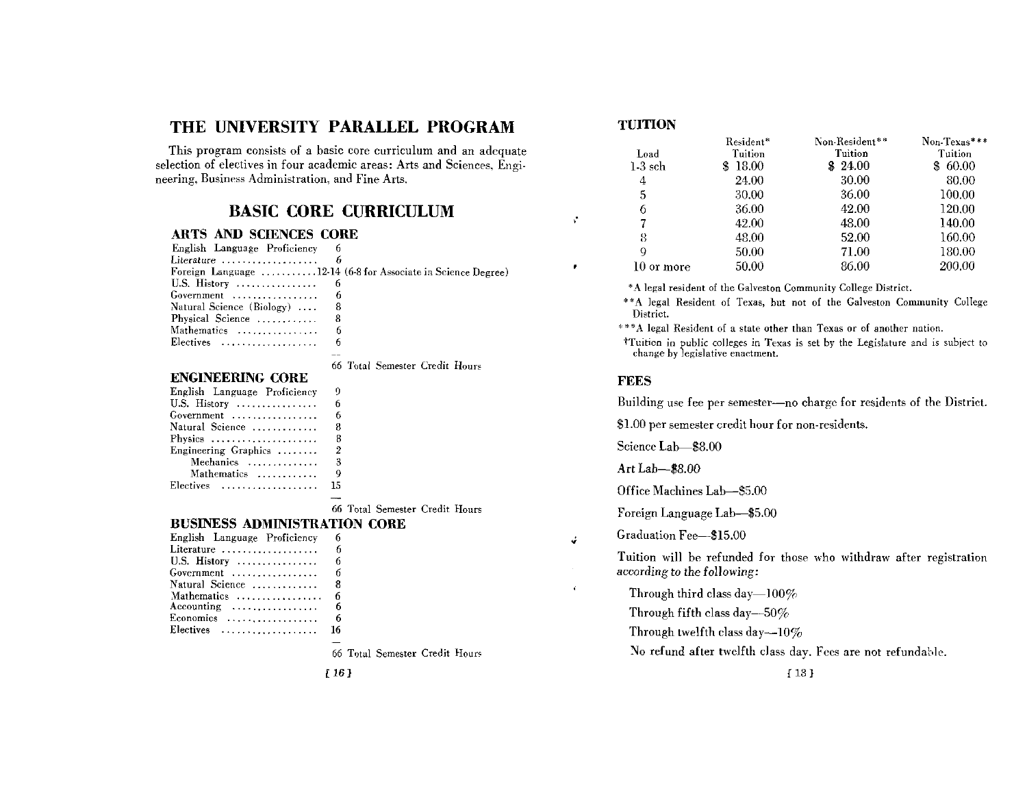# THE UNIVERSITY PARALLEL PROGRAM

This program consists of a basic core curriculum and an adequate selection of electives in four academic areas: Arts and Sciences, Engineering, Business Administration, and Fine Arts.

## BASIC CORE CURRICULUM

### ARTS AND SCIENCES CORE

| | |
|---|---|
| English Language Proficiency | 6 |
| *Literature* | 6 |
| Foreign Language | 12-14 (6-8 for Associate in Science Degree) |
| U.S. History | 6 |
| Government | 6 |
| Natural Science (Biology) | 8 |
| Physical Science | 8 |
| Mathematics | 6 |
| Electives | 6 |
| | 66 Total Semester Credit Hours |

### ENGINEERING CORE

| | |
|---|---|
| English Language Proficiency | 9 |
| U.S. History | 6 |
| Government | 6 |
| Natural Science | 8 |
| Physics | 8 |
| Engineering Graphics | 2 |
| Mechanics | 3 |
| Mathematics | 9 |
| Electives | 15 |
| | 66 Total Semester Credit Hours |

### BUSINESS ADMINISTRATION CORE

| | |
|---|---|
| English Language Proficiency | 6 |
| Literature | 6 |
| U.S. History | 6 |
| Government | 6 |
| Natural Science | 8 |
| Mathematics | 6 |
| Accounting | 6 |
| Economics | 6 |
| Electives | 16 |
| | 66 Total Semester Credit Hours |

## TUITION

| Load | Resident* Tuition | Non-Resident** Tuition | Non-Texas*** Tuition |
|---|---|---|---|
| 1-3 sch | $ 18.00 | $ 24.00 | $ 60.00 |
| 4 | 24.00 | 30.00 | 80.00 |
| 5 | 30.00 | 36.00 | 100.00 |
| 6 | 36.00 | 42.00 | 120.00 |
| 7 | 42.00 | 48.00 | 140.00 |
| 8 | 48.00 | 52.00 | 160.00 |
| 9 | 50.00 | 71.00 | 180.00 |
| 10 or more | 50.00 | 86.00 | 200.00 |

*A legal resident of the Galveston Community College District.

**A legal Resident of Texas, but not of the Galveston Community College District.

***A legal Resident of a state other than Texas or of another nation.

†Tuition in public colleges in Texas is set by the Legislature and is subject to change by legislative enactment.

## FEES

Building use fee per semester—no charge for residents of the District.

$1.00 per semester credit hour for non-residents.

Science Lab—$8.00

Art Lab—$8.00

Office Machines Lab—$5.00

Foreign Language Lab—$5.00

Graduation Fee—$15.00

Tuition will be refunded for those who withdraw after registration *according to the following:*

Through third class day—100%

Through fifth class day—50%

Through twelfth class day—10%

No refund after twelfth class day. Fees are not refundable.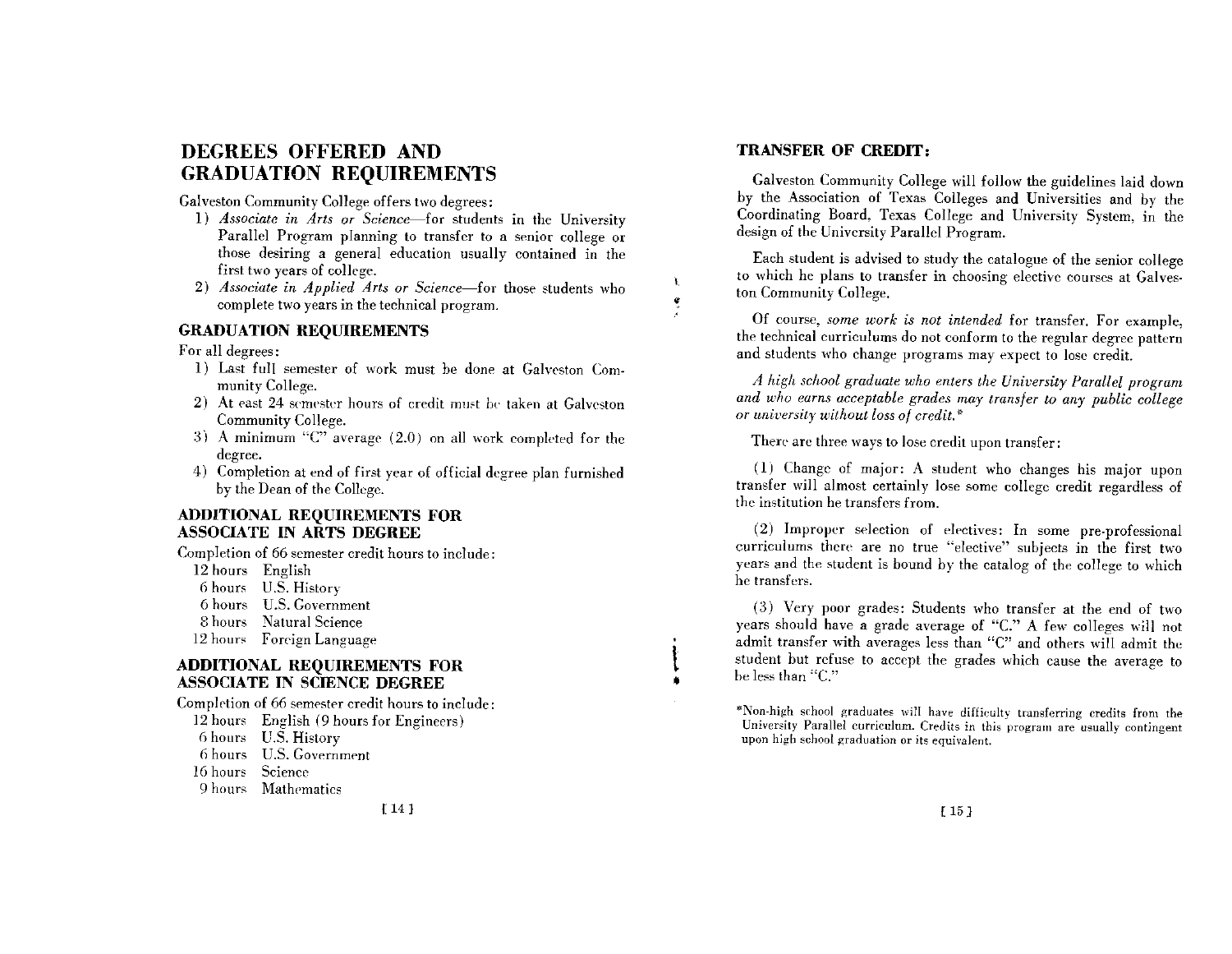# DEGREES OFFERED AND GRADUATION REQUIREMENTS

Galveston Community College offers two degrees:

1) *Associate in Arts or Science*—for students in the University Parallel Program planning to transfer to a senior college or those desiring a general education usually contained in the first two years of college.
2) *Associate in Applied Arts or Science*—for those students who complete two years in the technical program.

## GRADUATION REQUIREMENTS

For all degrees:

1) Last full semester of work must be done at Galveston Community College.
2) At east 24 semester hours of credit must be taken at Galveston Community College.
3) A minimum "C" average (2.0) on all work completed for the degree.
4) Completion at end of first year of official degree plan furnished by the Dean of the College.

## ADDITIONAL REQUIREMENTS FOR ASSOCIATE IN ARTS DEGREE

Completion of 66 semester credit hours to include:

| | |
|---|---|
| 12 hours | English |
| 6 hours | U.S. History |
| 6 hours | U.S. Government |
| 8 hours | Natural Science |
| 12 hours | Foreign Language |

## ADDITIONAL REQUIREMENTS FOR ASSOCIATE IN SCIENCE DEGREE

Completion of 66 semester credit hours to include:

| | |
|---|---|
| 12 hours | English (9 hours for Engineers) |
| 6 hours | U.S. History |
| 6 hours | U.S. Government |
| 16 hours | Science |
| 9 hours | Mathematics |

## TRANSFER OF CREDIT:

Galveston Community College will follow the guidelines laid down by the Association of Texas Colleges and Universities and by the Coordinating Board, Texas College and University System, in the design of the University Parallel Program.

Each student is advised to study the catalogue of the senior college to which he plans to transfer in choosing elective courses at Galveston Community College.

Of course, *some work is not intended* for transfer. For example, the technical curriculums do not conform to the regular degree pattern and students who change programs may expect to lose credit.

*A high school graduate who enters the University Parallel program and who earns acceptable grades may transfer to any public college or university without loss of credit.**

There are three ways to lose credit upon transfer:

(1) Change of major: A student who changes his major upon transfer will almost certainly lose some college credit regardless of the institution he transfers from.

(2) Improper selection of electives: In some pre-professional curriculums there are no true "elective" subjects in the first two years and the student is bound by the catalog of the college to which he transfers.

(3) Very poor grades: Students who transfer at the end of two years should have a grade average of "C." A few colleges will not admit transfer with averages less than "C" and others will admit the student but refuse to accept the grades which cause the average to be less than "C."

*Non-high school graduates will have difficulty transferring credits from the University Parallel curriculum. Credits in this program are usually contingent upon high school graduation or its equivalent.